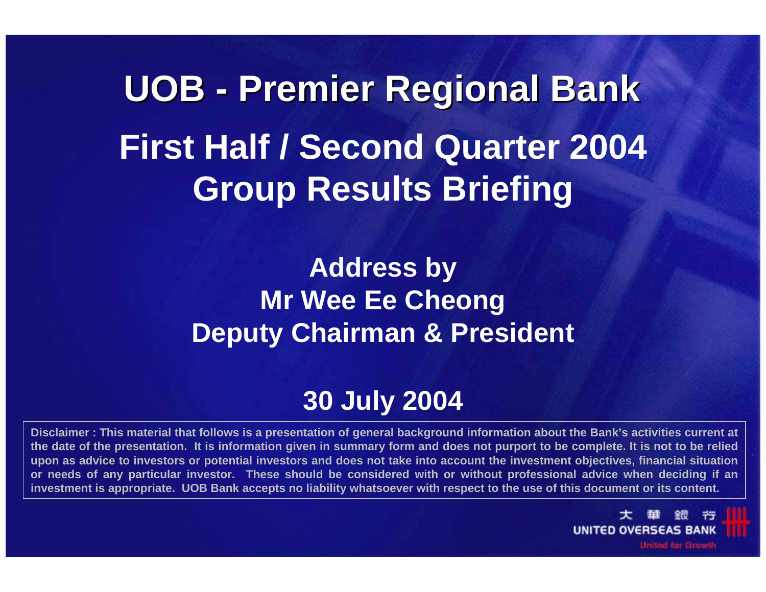# UOB - Premier Regional Bank

## First Half / Second Quarter 2004 Group Results Briefing

### Address by
### Mr Wee Ee Cheong
### Deputy Chairman & President

### 30 July 2004

**Disclaimer : This material that follows is a presentation of general background information about the Bank's activities current at the date of the presentation. It is information given in summary form and does not purport to be complete. It is not to be relied upon as advice to investors or potential investors and does not take into account the investment objectives, financial situation or needs of any particular investor. These should be considered with or without professional advice when deciding if an investment is appropriate. UOB Bank accepts no liability whatsoever with respect to the use of this document or its content.**

大華銀行
UNITED OVERSEAS BANK
United for Growth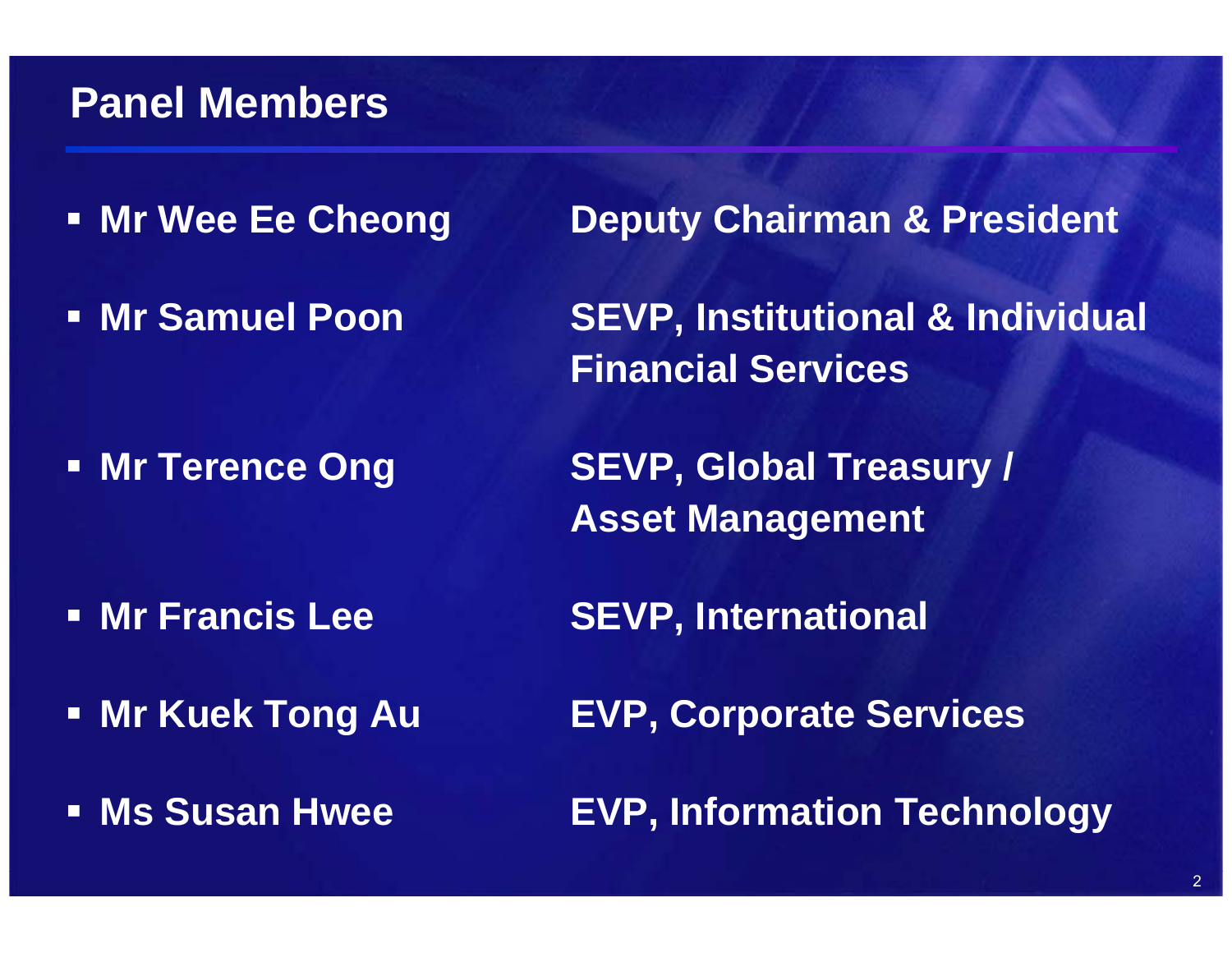## Panel Members

- **Mr Wee Ee Cheong** — **Deputy Chairman & President**
- **Mr Samuel Poon** — **SEVP, Institutional & Individual Financial Services**
- **Mr Terence Ong** — **SEVP, Global Treasury / Asset Management**
- **Mr Francis Lee** — **SEVP, International**
- **Mr Kuek Tong Au** — **EVP, Corporate Services**
- **Ms Susan Hwee** — **EVP, Information Technology**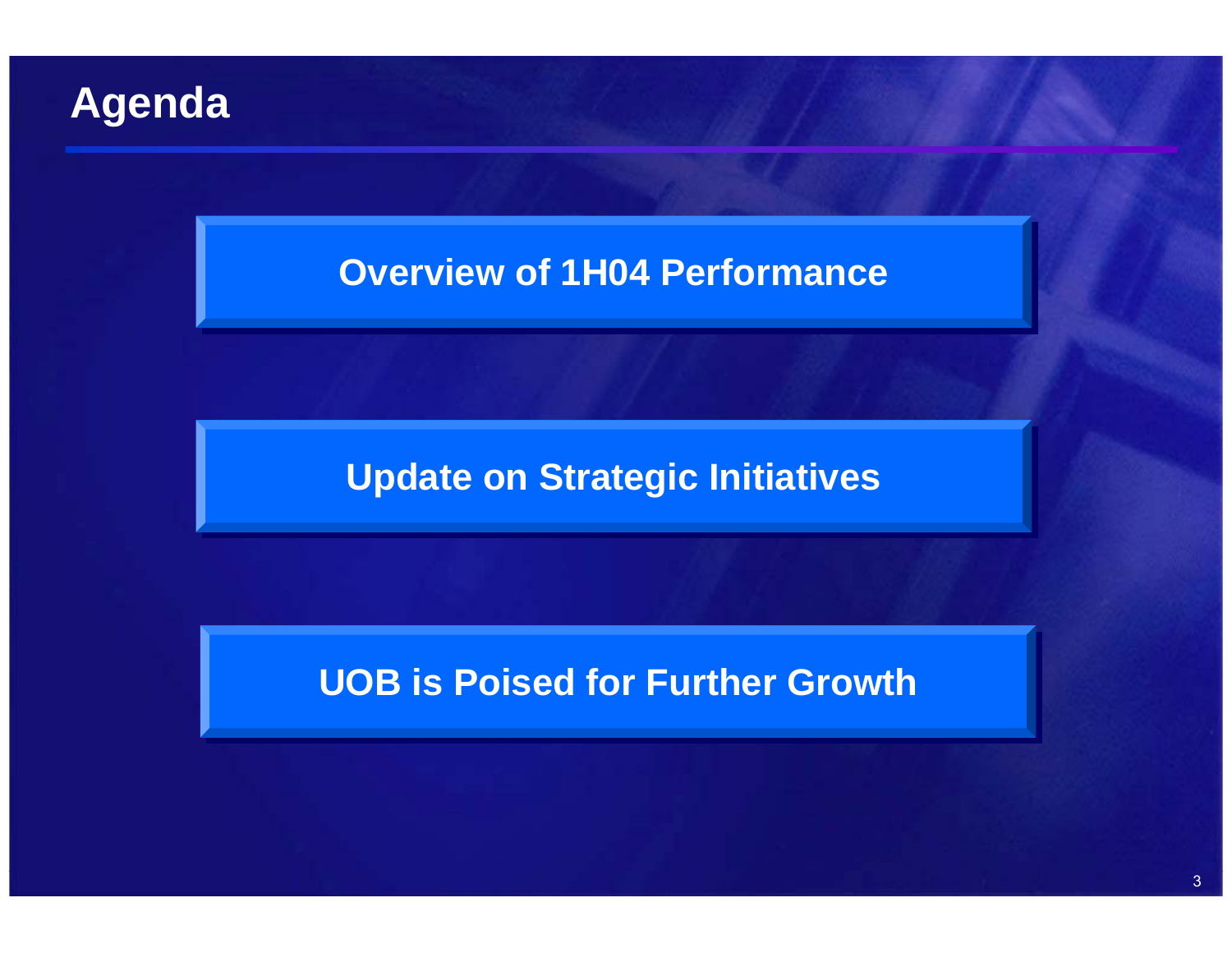# Agenda

**Overview of 1H04 Performance**

**Update on Strategic Initiatives**

**UOB is Poised for Further Growth**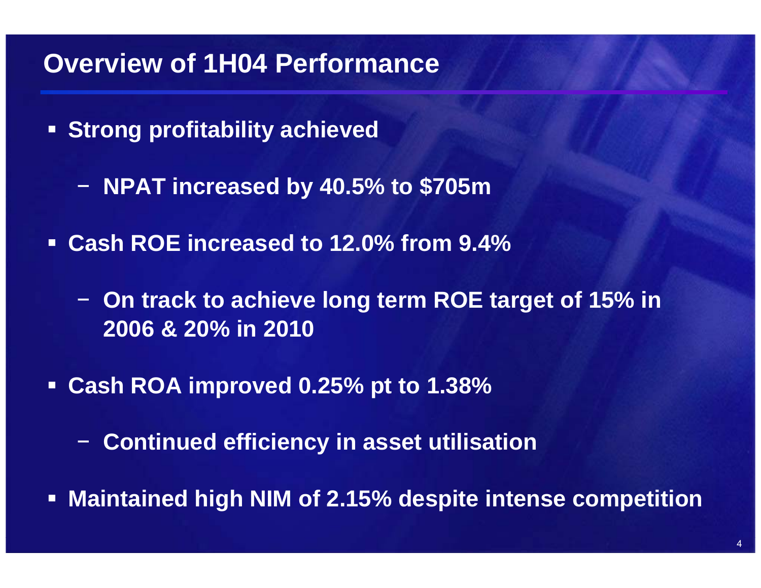# Overview of 1H04 Performance

- **Strong profitability achieved**
  - **NPAT increased by 40.5% to $705m**
- **Cash ROE increased to 12.0% from 9.4%**
  - **On track to achieve long term ROE target of 15% in 2006 & 20% in 2010**
- **Cash ROA improved 0.25% pt to 1.38%**
  - **Continued efficiency in asset utilisation**
- **Maintained high NIM of 2.15% despite intense competition**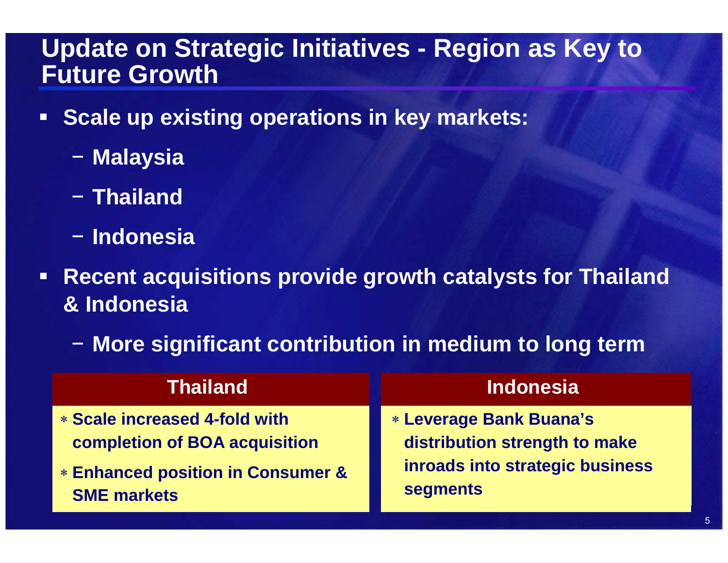# Update on Strategic Initiatives - Region as Key to Future Growth

- **Scale up existing operations in key markets:**
  - **Malaysia**
  - **Thailand**
  - **Indonesia**
- **Recent acquisitions provide growth catalysts for Thailand & Indonesia**
  - **More significant contribution in medium to long term**

| Thailand | Indonesia |
| --- | --- |
| ∗ Scale increased 4-fold with completion of BOA acquisition<br>∗ Enhanced position in Consumer & SME markets | ∗ Leverage Bank Buana's distribution strength to make inroads into strategic business segments |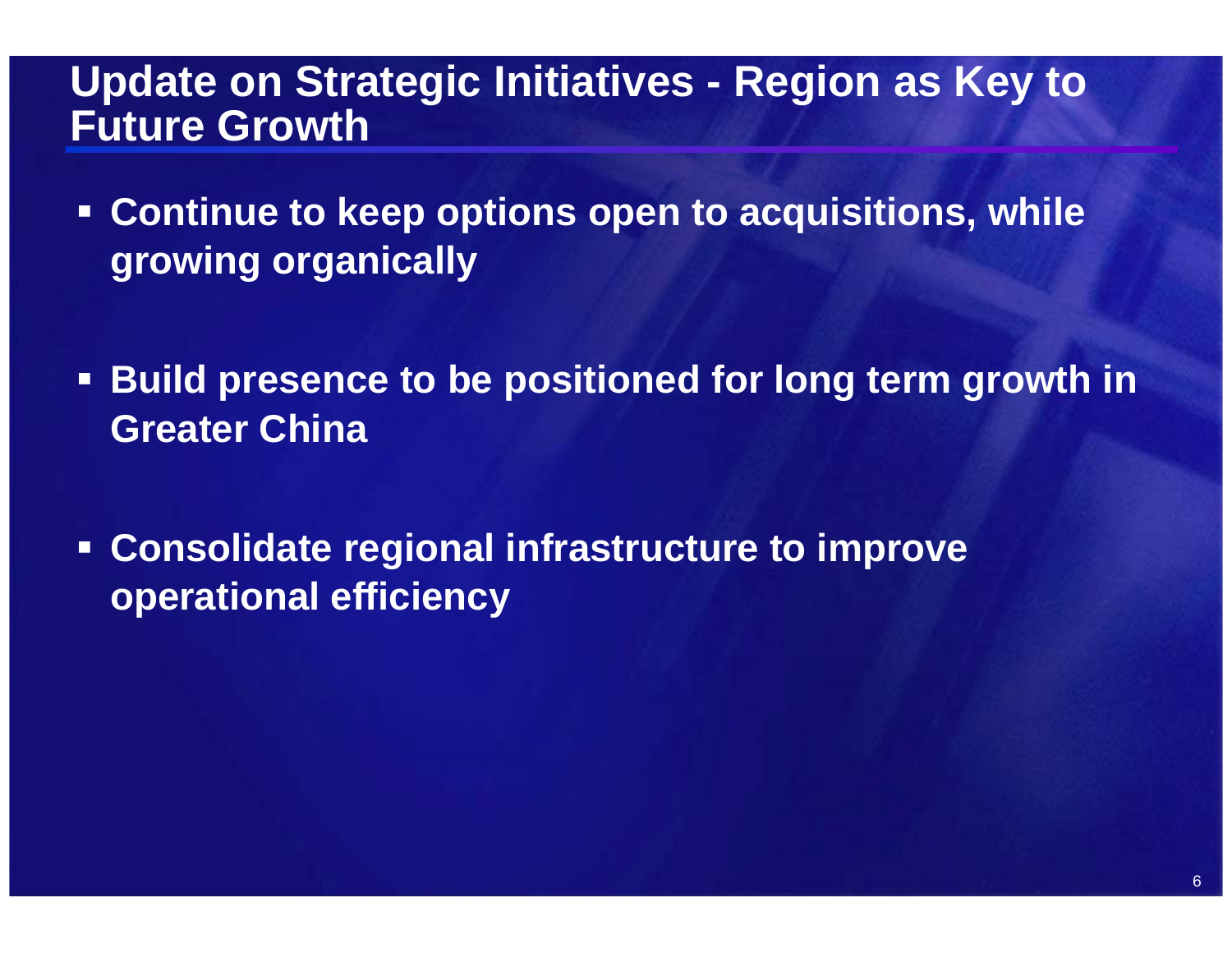# Update on Strategic Initiatives - Region as Key to Future Growth

- Continue to keep options open to acquisitions, while growing organically
- Build presence to be positioned for long term growth in Greater China
- Consolidate regional infrastructure to improve operational efficiency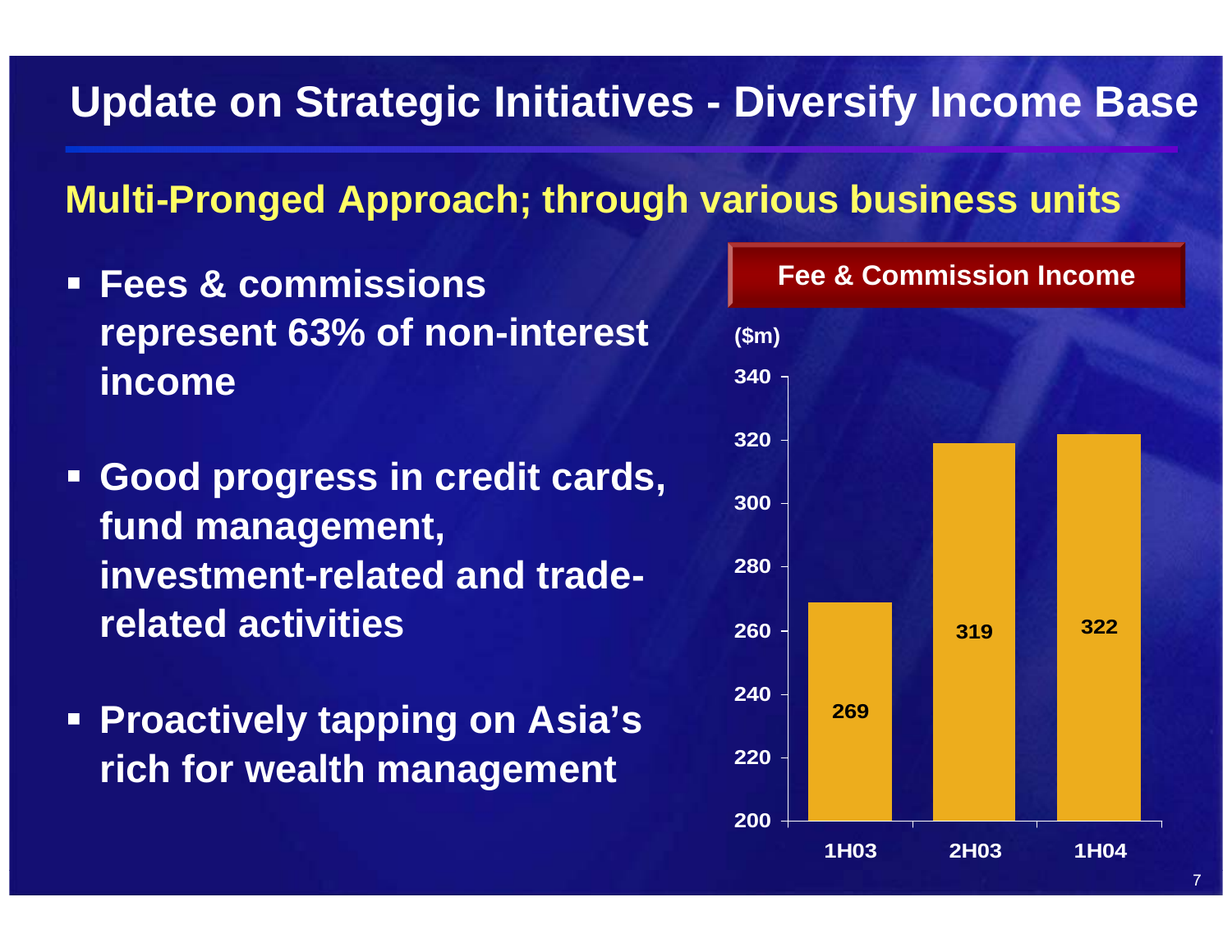# Update on Strategic Initiatives - Diversify Income Base

## Multi-Pronged Approach; through various business units

- **Fees & commissions represent 63% of non-interest income**
- **Good progress in credit cards, fund management, investment-related and trade-related activities**
- **Proactively tapping on Asia's rich for wealth management**

**Fee & Commission Income**

($m)

| Period | Fee & Commission Income ($m) |
|---|---|
| 1H03 | 269 |
| 2H03 | 319 |
| 1H04 | 322 |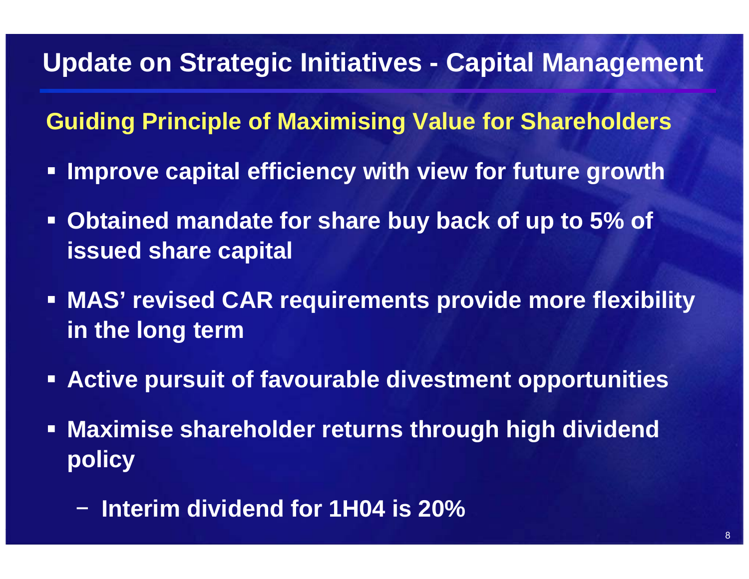# Update on Strategic Initiatives - Capital Management

## Guiding Principle of Maximising Value for Shareholders

- Improve capital efficiency with view for future growth
- Obtained mandate for share buy back of up to 5% of issued share capital
- MAS' revised CAR requirements provide more flexibility in the long term
- Active pursuit of favourable divestment opportunities
- Maximise shareholder returns through high dividend policy
  - Interim dividend for 1H04 is 20%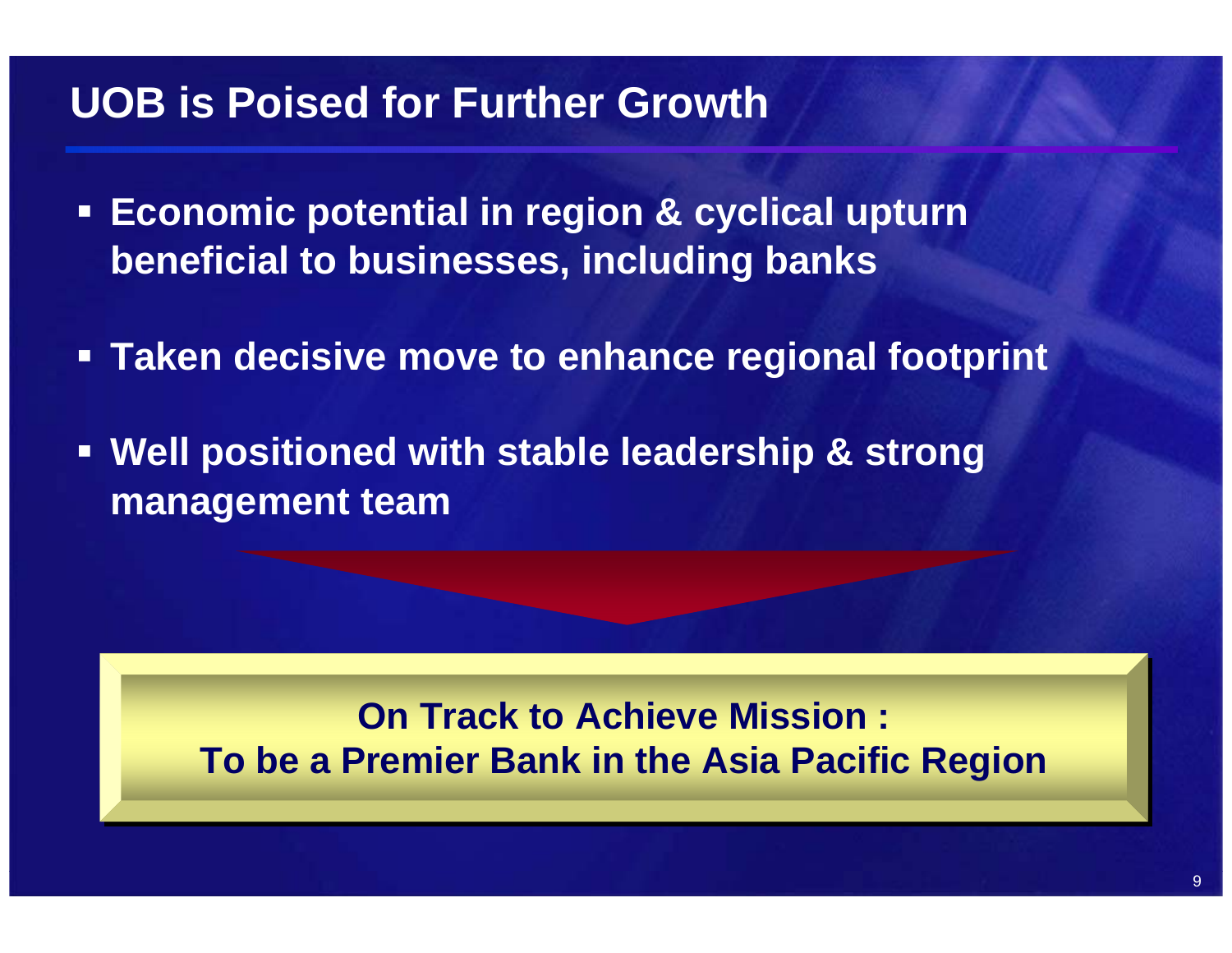# UOB is Poised for Further Growth

- **Economic potential in region & cyclical upturn beneficial to businesses, including banks**
- **Taken decisive move to enhance regional footprint**
- **Well positioned with stable leadership & strong management team**

**On Track to Achieve Mission :**
**To be a Premier Bank in the Asia Pacific Region**